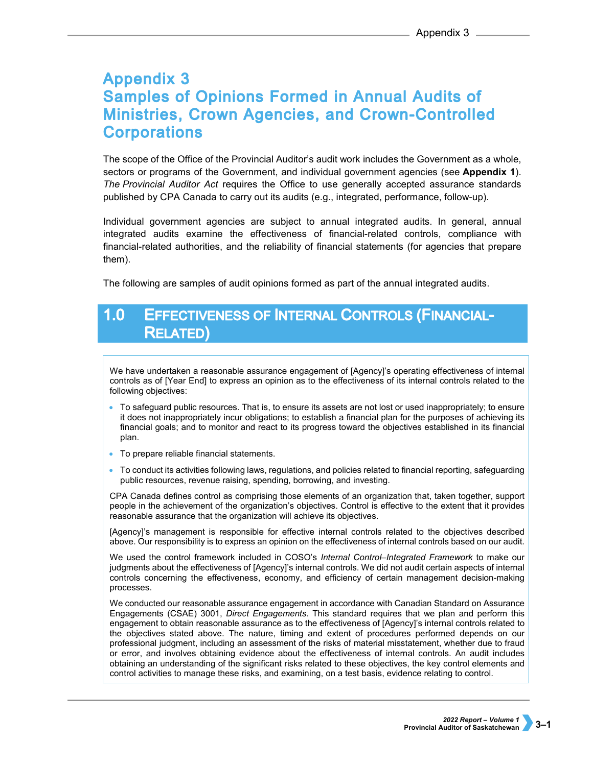# Appendix 3
# Samples of Opinions Formed in Annual Audits of Ministries, Crown Agencies, and Crown-Controlled Corporations

The scope of the Office of the Provincial Auditor's audit work includes the Government as a whole, sectors or programs of the Government, and individual government agencies (see **Appendix 1**). *The Provincial Auditor Act* requires the Office to use generally accepted assurance standards published by CPA Canada to carry out its audits (e.g., integrated, performance, follow-up).

Individual government agencies are subject to annual integrated audits. In general, annual integrated audits examine the effectiveness of financial-related controls, compliance with financial-related authorities, and the reliability of financial statements (for agencies that prepare them).

The following are samples of audit opinions formed as part of the annual integrated audits.

## 1.0 Effectiveness of Internal Controls (Financial-Related)

We have undertaken a reasonable assurance engagement of [Agency]'s operating effectiveness of internal controls as of [Year End] to express an opinion as to the effectiveness of its internal controls related to the following objectives:

- To safeguard public resources. That is, to ensure its assets are not lost or used inappropriately; to ensure it does not inappropriately incur obligations; to establish a financial plan for the purposes of achieving its financial goals; and to monitor and react to its progress toward the objectives established in its financial plan.
- To prepare reliable financial statements.
- To conduct its activities following laws, regulations, and policies related to financial reporting, safeguarding public resources, revenue raising, spending, borrowing, and investing.

CPA Canada defines control as comprising those elements of an organization that, taken together, support people in the achievement of the organization's objectives. Control is effective to the extent that it provides reasonable assurance that the organization will achieve its objectives.

[Agency]'s management is responsible for effective internal controls related to the objectives described above. Our responsibility is to express an opinion on the effectiveness of internal controls based on our audit.

We used the control framework included in COSO's *Internal Control–Integrated Framework* to make our judgments about the effectiveness of [Agency]'s internal controls. We did not audit certain aspects of internal controls concerning the effectiveness, economy, and efficiency of certain management decision-making processes.

We conducted our reasonable assurance engagement in accordance with Canadian Standard on Assurance Engagements (CSAE) 3001, *Direct Engagements*. This standard requires that we plan and perform this engagement to obtain reasonable assurance as to the effectiveness of [Agency]'s internal controls related to the objectives stated above. The nature, timing and extent of procedures performed depends on our professional judgment, including an assessment of the risks of material misstatement, whether due to fraud or error, and involves obtaining evidence about the effectiveness of internal controls. An audit includes obtaining an understanding of the significant risks related to these objectives, the key control elements and control activities to manage these risks, and examining, on a test basis, evidence relating to control.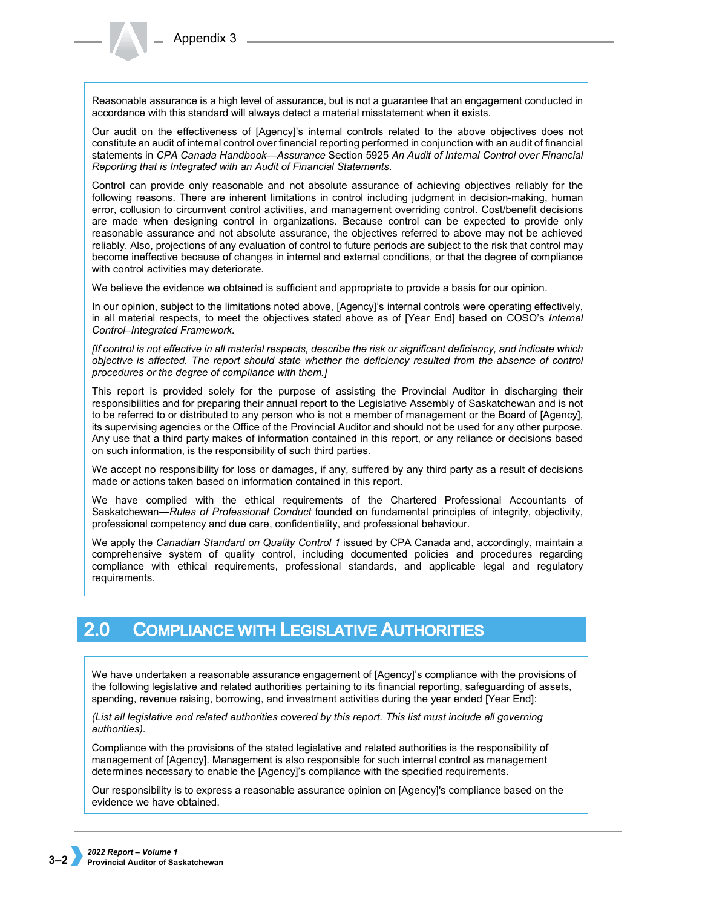Reasonable assurance is a high level of assurance, but is not a guarantee that an engagement conducted in accordance with this standard will always detect a material misstatement when it exists.

Our audit on the effectiveness of [Agency]'s internal controls related to the above objectives does not constitute an audit of internal control over financial reporting performed in conjunction with an audit of financial statements in *CPA Canada Handbook—Assurance* Section 5925 *An Audit of Internal Control over Financial Reporting that is Integrated with an Audit of Financial Statements*.

Control can provide only reasonable and not absolute assurance of achieving objectives reliably for the following reasons. There are inherent limitations in control including judgment in decision-making, human error, collusion to circumvent control activities, and management overriding control. Cost/benefit decisions are made when designing control in organizations. Because control can be expected to provide only reasonable assurance and not absolute assurance, the objectives referred to above may not be achieved reliably. Also, projections of any evaluation of control to future periods are subject to the risk that control may become ineffective because of changes in internal and external conditions, or that the degree of compliance with control activities may deteriorate.

We believe the evidence we obtained is sufficient and appropriate to provide a basis for our opinion.

In our opinion, subject to the limitations noted above, [Agency]'s internal controls were operating effectively, in all material respects, to meet the objectives stated above as of [Year End] based on COSO's *Internal Control–Integrated Framework*.

*[If control is not effective in all material respects, describe the risk or significant deficiency, and indicate which objective is affected. The report should state whether the deficiency resulted from the absence of control procedures or the degree of compliance with them.]*

This report is provided solely for the purpose of assisting the Provincial Auditor in discharging their responsibilities and for preparing their annual report to the Legislative Assembly of Saskatchewan and is not to be referred to or distributed to any person who is not a member of management or the Board of [Agency], its supervising agencies or the Office of the Provincial Auditor and should not be used for any other purpose. Any use that a third party makes of information contained in this report, or any reliance or decisions based on such information, is the responsibility of such third parties.

We accept no responsibility for loss or damages, if any, suffered by any third party as a result of decisions made or actions taken based on information contained in this report.

We have complied with the ethical requirements of the Chartered Professional Accountants of Saskatchewan—*Rules of Professional Conduct* founded on fundamental principles of integrity, objectivity, professional competency and due care, confidentiality, and professional behaviour.

We apply the *Canadian Standard on Quality Control 1* issued by CPA Canada and, accordingly, maintain a comprehensive system of quality control, including documented policies and procedures regarding compliance with ethical requirements, professional standards, and applicable legal and regulatory requirements.

## 2.0 Compliance with Legislative Authorities

We have undertaken a reasonable assurance engagement of [Agency]'s compliance with the provisions of the following legislative and related authorities pertaining to its financial reporting, safeguarding of assets, spending, revenue raising, borrowing, and investment activities during the year ended [Year End]:

*(List all legislative and related authorities covered by this report. This list must include all governing authorities).*

Compliance with the provisions of the stated legislative and related authorities is the responsibility of management of [Agency]. Management is also responsible for such internal control as management determines necessary to enable the [Agency]'s compliance with the specified requirements.

Our responsibility is to express a reasonable assurance opinion on [Agency]'s compliance based on the evidence we have obtained.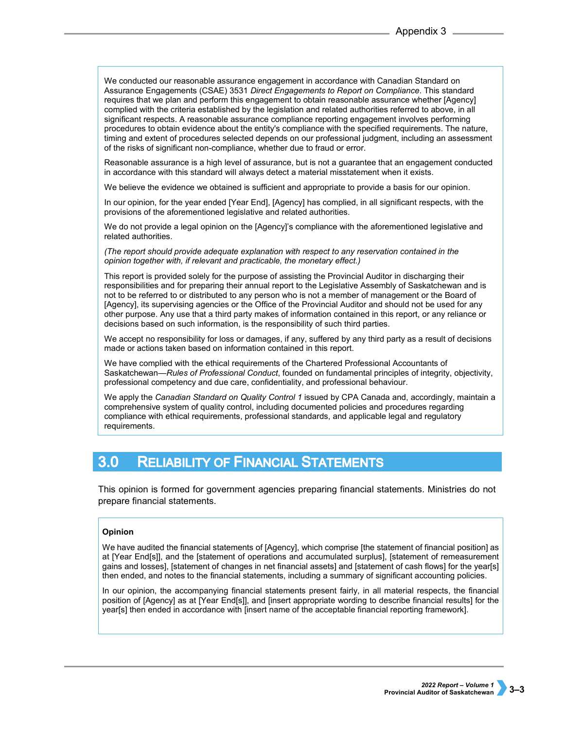We conducted our reasonable assurance engagement in accordance with Canadian Standard on Assurance Engagements (CSAE) 3531 *Direct Engagements to Report on Compliance*. This standard requires that we plan and perform this engagement to obtain reasonable assurance whether [Agency] complied with the criteria established by the legislation and related authorities referred to above, in all significant respects. A reasonable assurance compliance reporting engagement involves performing procedures to obtain evidence about the entity's compliance with the specified requirements. The nature, timing and extent of procedures selected depends on our professional judgment, including an assessment of the risks of significant non-compliance, whether due to fraud or error.

Reasonable assurance is a high level of assurance, but is not a guarantee that an engagement conducted in accordance with this standard will always detect a material misstatement when it exists.

We believe the evidence we obtained is sufficient and appropriate to provide a basis for our opinion.

In our opinion, for the year ended [Year End], [Agency] has complied, in all significant respects, with the provisions of the aforementioned legislative and related authorities.

We do not provide a legal opinion on the [Agency]'s compliance with the aforementioned legislative and related authorities.

*(The report should provide adequate explanation with respect to any reservation contained in the opinion together with, if relevant and practicable, the monetary effect.)*

This report is provided solely for the purpose of assisting the Provincial Auditor in discharging their responsibilities and for preparing their annual report to the Legislative Assembly of Saskatchewan and is not to be referred to or distributed to any person who is not a member of management or the Board of [Agency], its supervising agencies or the Office of the Provincial Auditor and should not be used for any other purpose. Any use that a third party makes of information contained in this report, or any reliance or decisions based on such information, is the responsibility of such third parties.

We accept no responsibility for loss or damages, if any, suffered by any third party as a result of decisions made or actions taken based on information contained in this report.

We have complied with the ethical requirements of the Chartered Professional Accountants of Saskatchewan—*Rules of Professional Conduct*, founded on fundamental principles of integrity, objectivity, professional competency and due care, confidentiality, and professional behaviour.

We apply the *Canadian Standard on Quality Control 1* issued by CPA Canada and, accordingly, maintain a comprehensive system of quality control, including documented policies and procedures regarding compliance with ethical requirements, professional standards, and applicable legal and regulatory requirements.

## 3.0 Reliability of Financial Statements

This opinion is formed for government agencies preparing financial statements. Ministries do not prepare financial statements.

**Opinion**

We have audited the financial statements of [Agency], which comprise [the statement of financial position] as at [Year End[s]], and the [statement of operations and accumulated surplus], [statement of remeasurement gains and losses], [statement of changes in net financial assets] and [statement of cash flows] for the year[s] then ended, and notes to the financial statements, including a summary of significant accounting policies.

In our opinion, the accompanying financial statements present fairly, in all material respects, the financial position of [Agency] as at [Year End[s]], and [insert appropriate wording to describe financial results] for the year[s] then ended in accordance with [insert name of the acceptable financial reporting framework].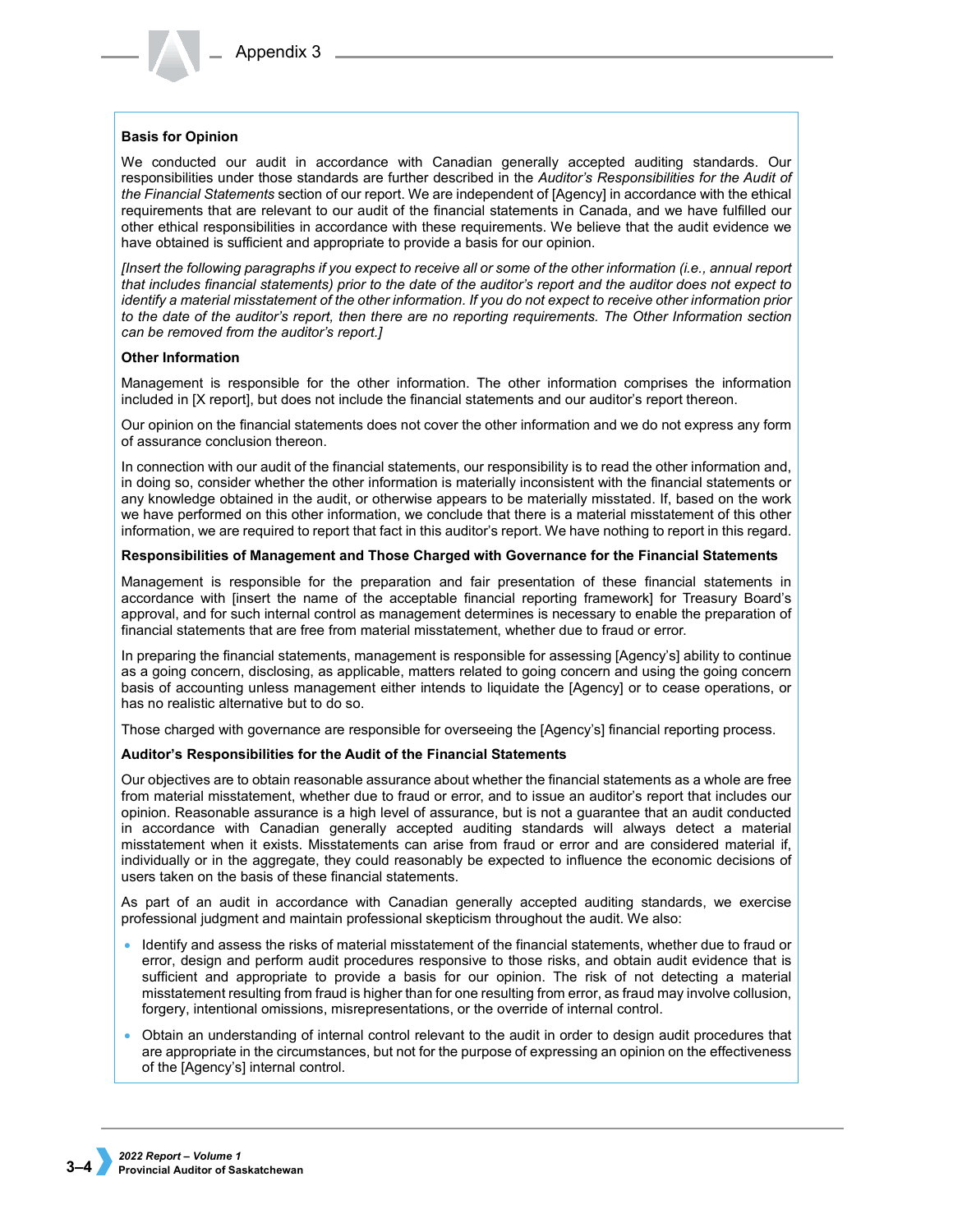**Basis for Opinion**

We conducted our audit in accordance with Canadian generally accepted auditing standards. Our responsibilities under those standards are further described in the *Auditor's Responsibilities for the Audit of the Financial Statements* section of our report. We are independent of [Agency] in accordance with the ethical requirements that are relevant to our audit of the financial statements in Canada, and we have fulfilled our other ethical responsibilities in accordance with these requirements. We believe that the audit evidence we have obtained is sufficient and appropriate to provide a basis for our opinion.

*[Insert the following paragraphs if you expect to receive all or some of the other information (i.e., annual report that includes financial statements) prior to the date of the auditor's report and the auditor does not expect to identify a material misstatement of the other information. If you do not expect to receive other information prior to the date of the auditor's report, then there are no reporting requirements. The Other Information section can be removed from the auditor's report.]*

**Other Information**

Management is responsible for the other information. The other information comprises the information included in [X report], but does not include the financial statements and our auditor's report thereon.

Our opinion on the financial statements does not cover the other information and we do not express any form of assurance conclusion thereon.

In connection with our audit of the financial statements, our responsibility is to read the other information and, in doing so, consider whether the other information is materially inconsistent with the financial statements or any knowledge obtained in the audit, or otherwise appears to be materially misstated. If, based on the work we have performed on this other information, we conclude that there is a material misstatement of this other information, we are required to report that fact in this auditor's report. We have nothing to report in this regard.

**Responsibilities of Management and Those Charged with Governance for the Financial Statements**

Management is responsible for the preparation and fair presentation of these financial statements in accordance with [insert the name of the acceptable financial reporting framework] for Treasury Board's approval, and for such internal control as management determines is necessary to enable the preparation of financial statements that are free from material misstatement, whether due to fraud or error.

In preparing the financial statements, management is responsible for assessing [Agency's] ability to continue as a going concern, disclosing, as applicable, matters related to going concern and using the going concern basis of accounting unless management either intends to liquidate the [Agency] or to cease operations, or has no realistic alternative but to do so.

Those charged with governance are responsible for overseeing the [Agency's] financial reporting process.

**Auditor's Responsibilities for the Audit of the Financial Statements**

Our objectives are to obtain reasonable assurance about whether the financial statements as a whole are free from material misstatement, whether due to fraud or error, and to issue an auditor's report that includes our opinion. Reasonable assurance is a high level of assurance, but is not a guarantee that an audit conducted in accordance with Canadian generally accepted auditing standards will always detect a material misstatement when it exists. Misstatements can arise from fraud or error and are considered material if, individually or in the aggregate, they could reasonably be expected to influence the economic decisions of users taken on the basis of these financial statements.

As part of an audit in accordance with Canadian generally accepted auditing standards, we exercise professional judgment and maintain professional skepticism throughout the audit. We also:

- Identify and assess the risks of material misstatement of the financial statements, whether due to fraud or error, design and perform audit procedures responsive to those risks, and obtain audit evidence that is sufficient and appropriate to provide a basis for our opinion. The risk of not detecting a material misstatement resulting from fraud is higher than for one resulting from error, as fraud may involve collusion, forgery, intentional omissions, misrepresentations, or the override of internal control.
- Obtain an understanding of internal control relevant to the audit in order to design audit procedures that are appropriate in the circumstances, but not for the purpose of expressing an opinion on the effectiveness of the [Agency's] internal control.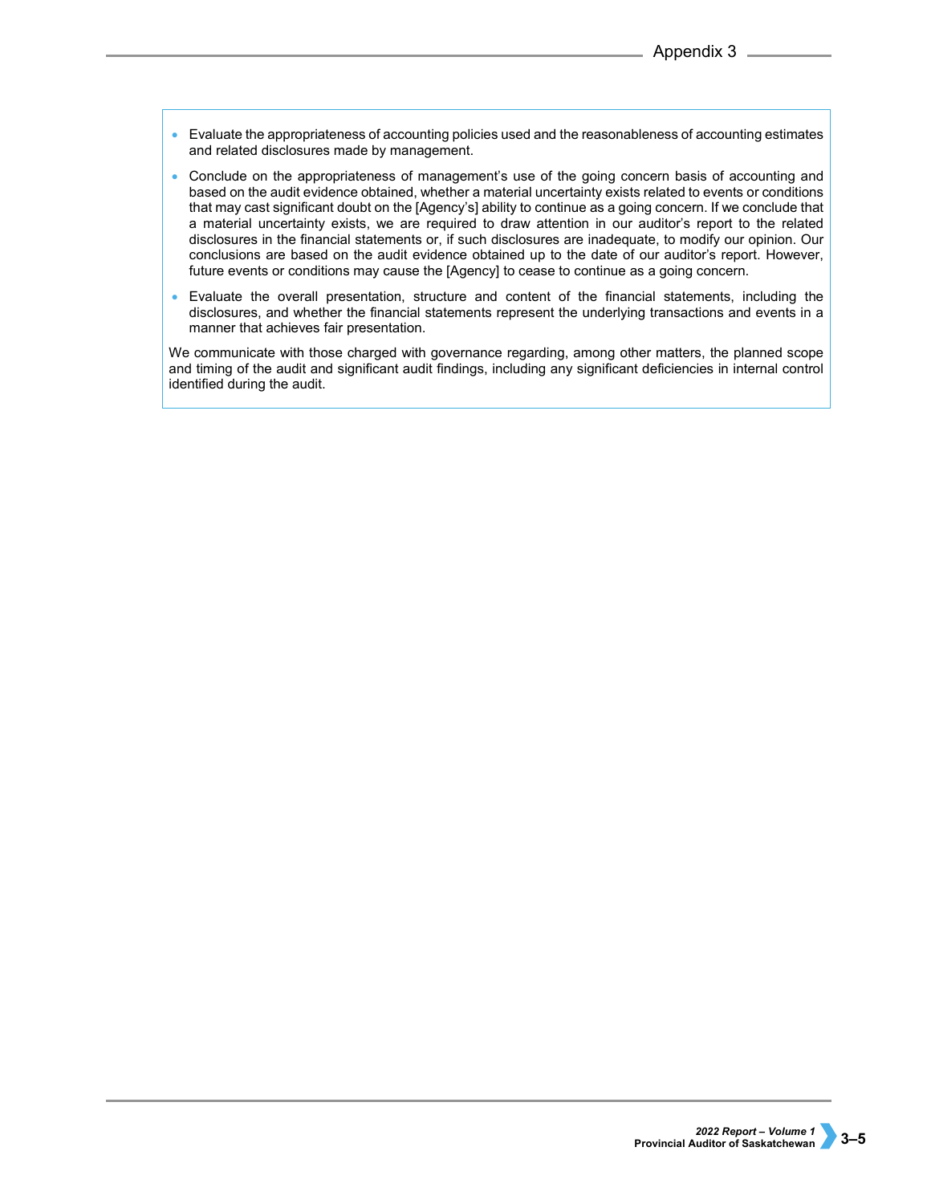- Evaluate the appropriateness of accounting policies used and the reasonableness of accounting estimates and related disclosures made by management.
- Conclude on the appropriateness of management's use of the going concern basis of accounting and based on the audit evidence obtained, whether a material uncertainty exists related to events or conditions that may cast significant doubt on the [Agency's] ability to continue as a going concern. If we conclude that a material uncertainty exists, we are required to draw attention in our auditor's report to the related disclosures in the financial statements or, if such disclosures are inadequate, to modify our opinion. Our conclusions are based on the audit evidence obtained up to the date of our auditor's report. However, future events or conditions may cause the [Agency] to cease to continue as a going concern.
- Evaluate the overall presentation, structure and content of the financial statements, including the disclosures, and whether the financial statements represent the underlying transactions and events in a manner that achieves fair presentation.

We communicate with those charged with governance regarding, among other matters, the planned scope and timing of the audit and significant audit findings, including any significant deficiencies in internal control identified during the audit.